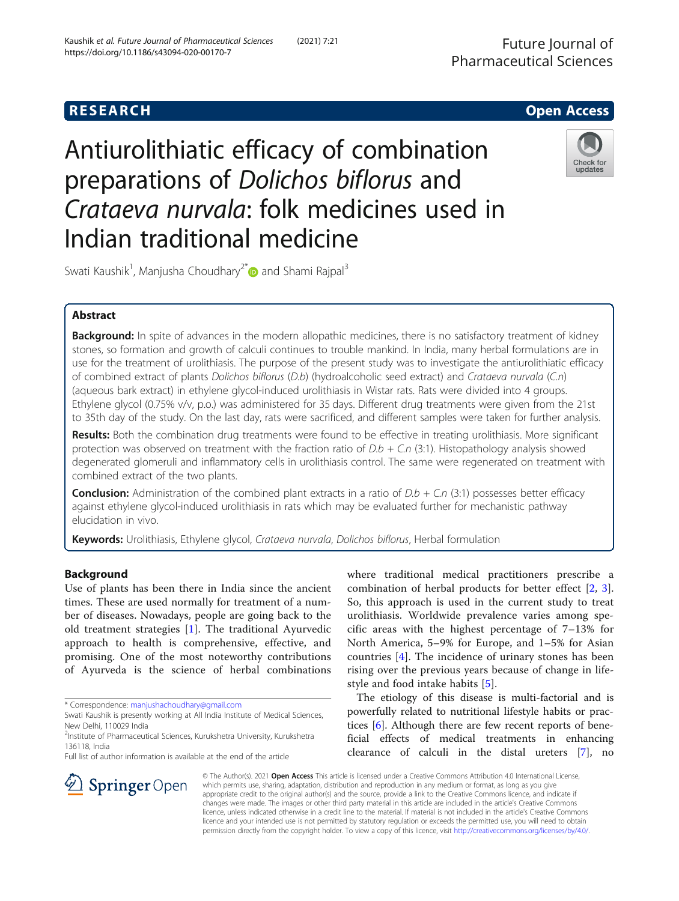RESEARCH Open Access

# Antiurolithiatic efficacy of combination preparations of *Dolichos biflorus* and *Crataeva nurvala*: folk medicines used in Indian traditional medicine

Swati Kaushik[1], Manjusha Choudhary[2*] and Shami Rajpal[3]

## Abstract

**Background:** In spite of advances in the modern allopathic medicines, there is no satisfactory treatment of kidney stones, so formation and growth of calculi continues to trouble mankind. In India, many herbal formulations are in use for the treatment of urolithiasis. The purpose of the present study was to investigate the antiurolithiatic efficacy of combined extract of plants *Dolichos biflorus* (*D.b*) (hydroalcoholic seed extract) and *Crataeva nurvala* (*C.n*) (aqueous bark extract) in ethylene glycol-induced urolithiasis in Wistar rats. Rats were divided into 4 groups. Ethylene glycol (0.75% v/v, p.o.) was administered for 35 days. Different drug treatments were given from the 21st to 35th day of the study. On the last day, rats were sacrificed, and different samples were taken for further analysis.

**Results:** Both the combination drug treatments were found to be effective in treating urolithiasis. More significant protection was observed on treatment with the fraction ratio of *D.b + C.n* (3:1). Histopathology analysis showed degenerated glomeruli and inflammatory cells in urolithiasis control. The same were regenerated on treatment with combined extract of the two plants.

**Conclusion:** Administration of the combined plant extracts in a ratio of *D.b + C.n* (3:1) possesses better efficacy against ethylene glycol-induced urolithiasis in rats which may be evaluated further for mechanistic pathway elucidation in vivo.

**Keywords:** Urolithiasis, Ethylene glycol, *Crataeva nurvala*, *Dolichos biflorus*, Herbal formulation

## Background

Use of plants has been there in India since the ancient times. These are used normally for treatment of a number of diseases. Nowadays, people are going back to the old treatment strategies [1]. The traditional Ayurvedic approach to health is comprehensive, effective, and promising. One of the most noteworthy contributions of Ayurveda is the science of herbal combinations where traditional medical practitioners prescribe a combination of herbal products for better effect [2, 3]. So, this approach is used in the current study to treat urolithiasis. Worldwide prevalence varies among specific areas with the highest percentage of 7–13% for North America, 5–9% for Europe, and 1–5% for Asian countries [4]. The incidence of urinary stones has been rising over the previous years because of change in lifestyle and food intake habits [5].

The etiology of this disease is multi-factorial and is powerfully related to nutritional lifestyle habits or practices [6]. Although there are few recent reports of beneficial effects of medical treatments in enhancing clearance of calculi in the distal ureters [7], no

\* Correspondence: manjushachoudhary@gmail.com
Swati Kaushik is presently working at All India Institute of Medical Sciences, New Delhi, 110029 India
[2]Institute of Pharmaceutical Sciences, Kurukshetra University, Kurukshetra 136118, India
Full list of author information is available at the end of the article

© The Author(s). 2021 **Open Access** This article is licensed under a Creative Commons Attribution 4.0 International License, which permits use, sharing, adaptation, distribution and reproduction in any medium or format, as long as you give appropriate credit to the original author(s) and the source, provide a link to the Creative Commons licence, and indicate if changes were made. The images or other third party material in this article are included in the article's Creative Commons licence, unless indicated otherwise in a credit line to the material. If material is not included in the article's Creative Commons licence and your intended use is not permitted by statutory regulation or exceeds the permitted use, you will need to obtain permission directly from the copyright holder. To view a copy of this licence, visit http://creativecommons.org/licenses/by/4.0/.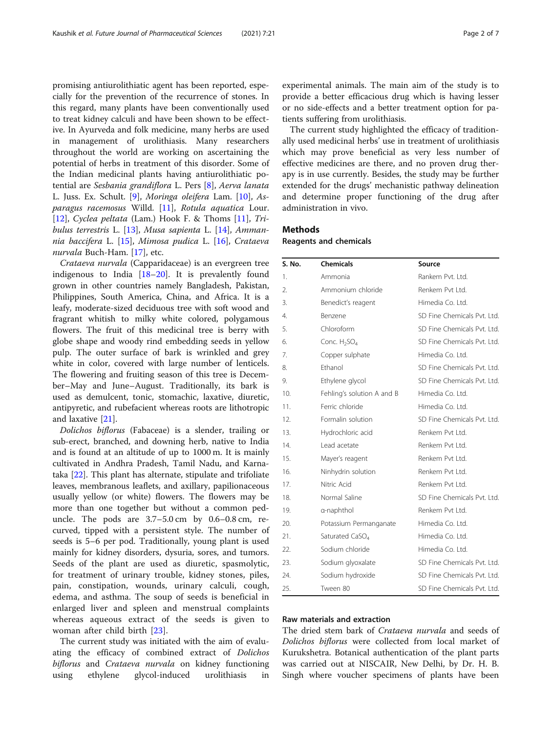promising antiurolithiatic agent has been reported, especially for the prevention of the recurrence of stones. In this regard, many plants have been conventionally used to treat kidney calculi and have been shown to be effective. In Ayurveda and folk medicine, many herbs are used in management of urolithiasis. Many researchers throughout the world are working on ascertaining the potential of herbs in treatment of this disorder. Some of the Indian medicinal plants having antiurolithiatic potential are *Sesbania grandiflora* L. Pers [8], *Aerva lanata* L. Juss. Ex. Schult. [9], *Moringa oleifera* Lam. [10], *Asparagus racemosus* Willd. [11], *Rotula aquatica* Lour. [12], *Cyclea peltata* (Lam.) Hook F. & Thoms [11], *Tribulus terrestris* L. [13], *Musa sapienta* L. [14], *Ammannia baccifera* L. [15], *Mimosa pudica* L. [16], *Crataeva nurvala* Buch-Ham. [17], etc.

*Crataeva nurvala* (Capparidaceae) is an evergreen tree indigenous to India [18–20]. It is prevalently found grown in other countries namely Bangladesh, Pakistan, Philippines, South America, China, and Africa. It is a leafy, moderate-sized deciduous tree with soft wood and fragrant whitish to milky white colored, polygamous flowers. The fruit of this medicinal tree is berry with globe shape and woody rind embedding seeds in yellow pulp. The outer surface of bark is wrinkled and grey white in color, covered with large number of lenticels. The flowering and fruiting season of this tree is December–May and June–August. Traditionally, its bark is used as demulcent, tonic, stomachic, laxative, diuretic, antipyretic, and rubefacient whereas roots are lithotropic and laxative [21].

*Dolichos biflorus* (Fabaceae) is a slender, trailing or sub-erect, branched, and downing herb, native to India and is found at an altitude of up to 1000 m. It is mainly cultivated in Andhra Pradesh, Tamil Nadu, and Karnataka [22]. This plant has alternate, stipulate and trifoliate leaves, membranous leaflets, and axillary, papilionaceous usually yellow (or white) flowers. The flowers may be more than one together but without a common peduncle. The pods are 3.7–5.0 cm by 0.6–0.8 cm, recurved, tipped with a persistent style. The number of seeds is 5–6 per pod. Traditionally, young plant is used mainly for kidney disorders, dysuria, sores, and tumors. Seeds of the plant are used as diuretic, spasmolytic, for treatment of urinary trouble, kidney stones, piles, pain, constipation, wounds, urinary calculi, cough, edema, and asthma. The soup of seeds is beneficial in enlarged liver and spleen and menstrual complaints whereas aqueous extract of the seeds is given to woman after child birth [23].

The current study was initiated with the aim of evaluating the efficacy of combined extract of *Dolichos biflorus* and *Crataeva nurvala* on kidney functioning using ethylene glycol-induced urolithiasis in experimental animals. The main aim of the study is to provide a better efficacious drug which is having lesser or no side-effects and a better treatment option for patients suffering from urolithiasis.

The current study highlighted the efficacy of traditionally used medicinal herbs' use in treatment of urolithiasis which may prove beneficial as very less number of effective medicines are there, and no proven drug therapy is in use currently. Besides, the study may be further extended for the drugs' mechanistic pathway delineation and determine proper functioning of the drug after administration in vivo.

## Methods

### Reagents and chemicals

| S. No. | Chemicals | Source |
|---|---|---|
| 1. | Ammonia | Rankem Pvt. Ltd. |
| 2. | Ammonium chloride | Renkem Pvt Ltd. |
| 3. | Benedict's reagent | Himedia Co. Ltd. |
| 4. | Benzene | SD Fine Chemicals Pvt. Ltd. |
| 5. | Chloroform | SD Fine Chemicals Pvt. Ltd. |
| 6. | Conc. $H_2SO_4$ | SD Fine Chemicals Pvt. Ltd. |
| 7. | Copper sulphate | Himedia Co. Ltd. |
| 8. | Ethanol | SD Fine Chemicals Pvt. Ltd. |
| 9. | Ethylene glycol | SD Fine Chemicals Pvt. Ltd. |
| 10. | Fehling's solution A and B | Himedia Co. Ltd. |
| 11. | Ferric chloride | Himedia Co. Ltd. |
| 12. | Formalin solution | SD Fine Chemicals Pvt. Ltd. |
| 13. | Hydrochloric acid | Renkem Pvt Ltd. |
| 14. | Lead acetate | Renkem Pvt Ltd. |
| 15. | Mayer's reagent | Renkem Pvt Ltd. |
| 16. | Ninhydrin solution | Renkem Pvt Ltd. |
| 17. | Nitric Acid | Renkem Pvt Ltd. |
| 18. | Normal Saline | SD Fine Chemicals Pvt. Ltd. |
| 19. | α-naphthol | Renkem Pvt Ltd. |
| 20. | Potassium Permanganate | Himedia Co. Ltd. |
| 21. | Saturated $CaSO_4$ | Himedia Co. Ltd. |
| 22. | Sodium chloride | Himedia Co. Ltd. |
| 23. | Sodium glyoxalate | SD Fine Chemicals Pvt. Ltd. |
| 24. | Sodium hydroxide | SD Fine Chemicals Pvt. Ltd. |
| 25. | Tween 80 | SD Fine Chemicals Pvt. Ltd. |

### Raw materials and extraction

The dried stem bark of *Crataeva nurvala* and seeds of *Dolichos biflorus* were collected from local market of Kurukshetra. Botanical authentication of the plant parts was carried out at NISCAIR, New Delhi, by Dr. H. B. Singh where voucher specimens of plants have been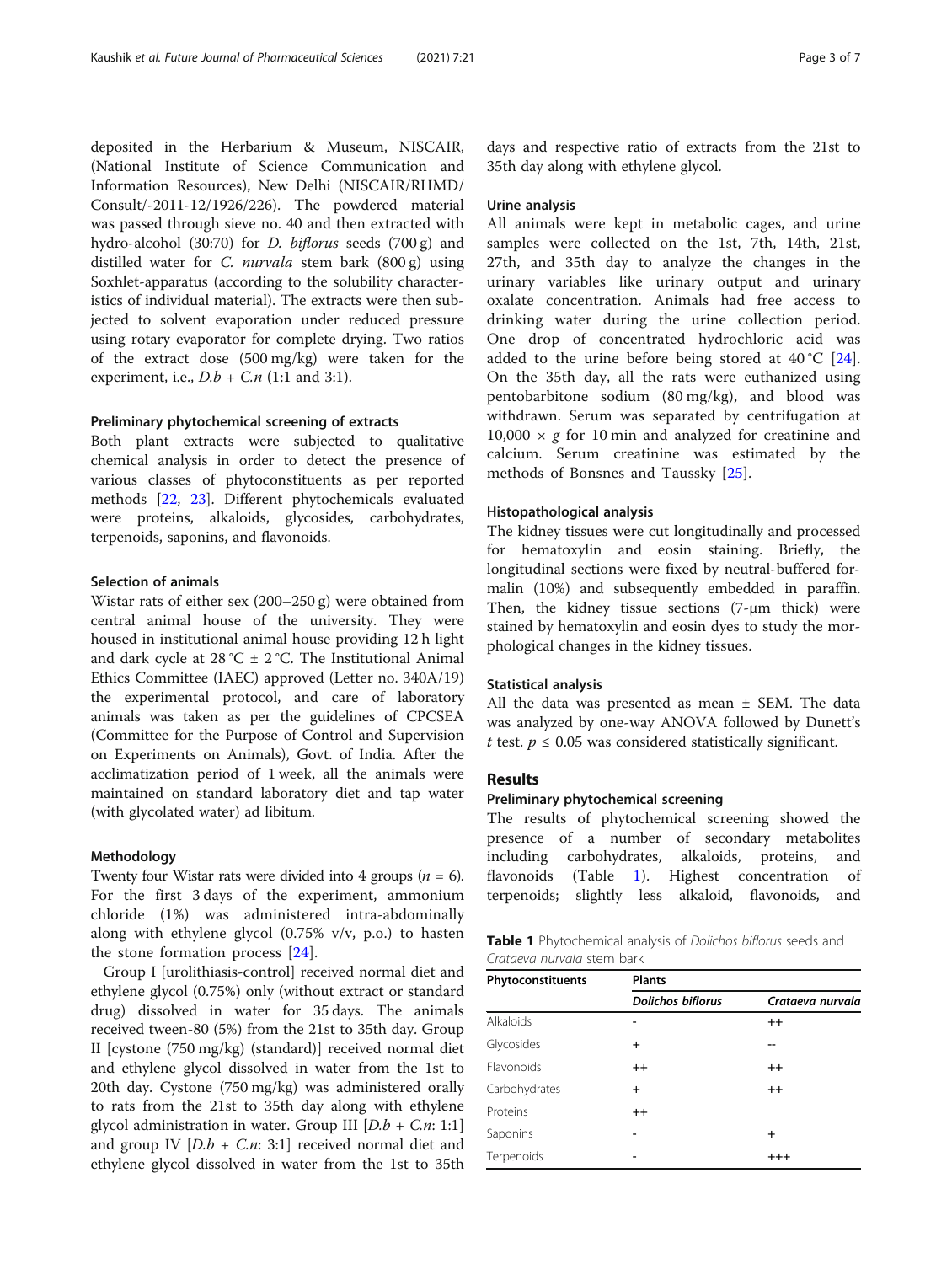deposited in the Herbarium & Museum, NISCAIR, (National Institute of Science Communication and Information Resources), New Delhi (NISCAIR/RHMD/Consult/-2011-12/1926/226). The powdered material was passed through sieve no. 40 and then extracted with hydro-alcohol (30:70) for *D. biflorus* seeds (700 g) and distilled water for *C. nurvala* stem bark (800 g) using Soxhlet-apparatus (according to the solubility characteristics of individual material). The extracts were then subjected to solvent evaporation under reduced pressure using rotary evaporator for complete drying. Two ratios of the extract dose (500 mg/kg) were taken for the experiment, i.e., *D.b* + *C.n* (1:1 and 3:1).

#### Preliminary phytochemical screening of extracts

Both plant extracts were subjected to qualitative chemical analysis in order to detect the presence of various classes of phytoconstituents as per reported methods [22, 23]. Different phytochemicals evaluated were proteins, alkaloids, glycosides, carbohydrates, terpenoids, saponins, and flavonoids.

#### Selection of animals

Wistar rats of either sex (200–250 g) were obtained from central animal house of the university. They were housed in institutional animal house providing 12 h light and dark cycle at 28 °C ± 2 °C. The Institutional Animal Ethics Committee (IAEC) approved (Letter no. 340A/19) the experimental protocol, and care of laboratory animals was taken as per the guidelines of CPCSEA (Committee for the Purpose of Control and Supervision on Experiments on Animals), Govt. of India. After the acclimatization period of 1 week, all the animals were maintained on standard laboratory diet and tap water (with glycolated water) ad libitum.

#### Methodology

Twenty four Wistar rats were divided into 4 groups ($n = 6$). For the first 3 days of the experiment, ammonium chloride (1%) was administered intra-abdominally along with ethylene glycol (0.75% v/v, p.o.) to hasten the stone formation process [24].

Group I [urolithiasis-control] received normal diet and ethylene glycol (0.75%) only (without extract or standard drug) dissolved in water for 35 days. The animals received tween-80 (5%) from the 21st to 35th day. Group II [cystone (750 mg/kg) (standard)] received normal diet and ethylene glycol dissolved in water from the 1st to 20th day. Cystone (750 mg/kg) was administered orally to rats from the 21st to 35th day along with ethylene glycol administration in water. Group III [*D.b* + *C.n*: 1:1] and group IV [*D.b* + *C.n*: 3:1] received normal diet and ethylene glycol dissolved in water from the 1st to 35th days and respective ratio of extracts from the 21st to 35th day along with ethylene glycol.

#### Urine analysis

All animals were kept in metabolic cages, and urine samples were collected on the 1st, 7th, 14th, 21st, 27th, and 35th day to analyze the changes in the urinary variables like urinary output and urinary oxalate concentration. Animals had free access to drinking water during the urine collection period. One drop of concentrated hydrochloric acid was added to the urine before being stored at 40 °C [24]. On the 35th day, all the rats were euthanized using pentobarbitone sodium (80 mg/kg), and blood was withdrawn. Serum was separated by centrifugation at $10,000 \times g$ for 10 min and analyzed for creatinine and calcium. Serum creatinine was estimated by the methods of Bonsnes and Taussky [25].

#### Histopathological analysis

The kidney tissues were cut longitudinally and processed for hematoxylin and eosin staining. Briefly, the longitudinal sections were fixed by neutral-buffered formalin (10%) and subsequently embedded in paraffin. Then, the kidney tissue sections (7-μm thick) were stained by hematoxylin and eosin dyes to study the morphological changes in the kidney tissues.

#### Statistical analysis

All the data was presented as mean ± SEM. The data was analyzed by one-way ANOVA followed by Dunett's *t* test. $p \leq 0.05$ was considered statistically significant.

## Results

### Preliminary phytochemical screening

The results of phytochemical screening showed the presence of a number of secondary metabolites including carbohydrates, alkaloids, proteins, and flavonoids (Table 1). Highest concentration of terpenoids; slightly less alkaloid, flavonoids, and

**Table 1** Phytochemical analysis of *Dolichos biflorus* seeds and *Crataeva nurvala* stem bark

| Phytoconstituents | Plants | |
|---|---|---|
| | *Dolichos biflorus* | *Crataeva nurvala* |
| Alkaloids | - | ++ |
| Glycosides | + | -- |
| Flavonoids | ++ | ++ |
| Carbohydrates | + | ++ |
| Proteins | ++ | |
| Saponins | - | + |
| Terpenoids | - | +++ |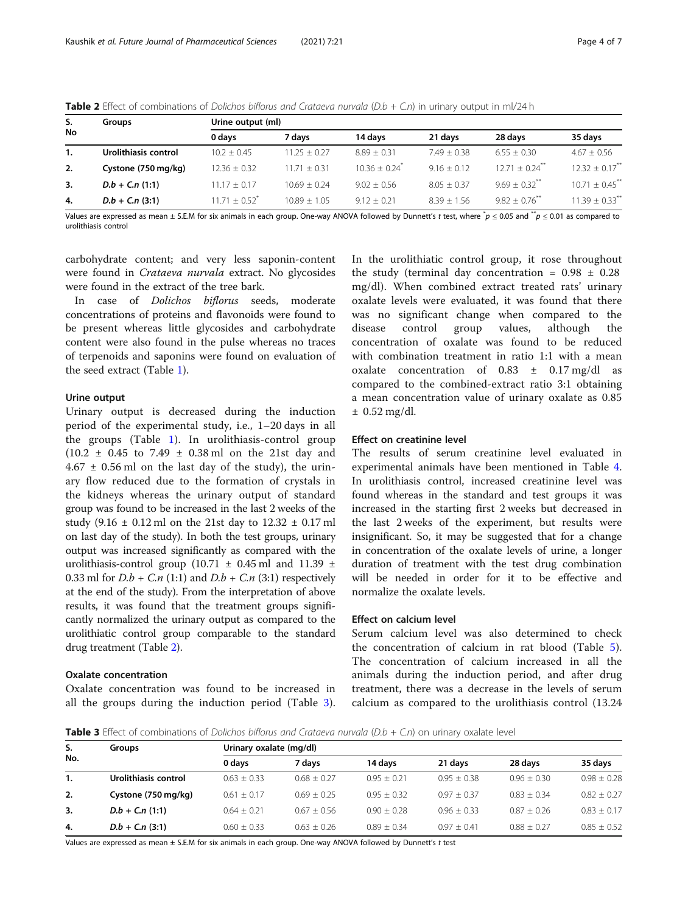**Table 2** Effect of combinations of *Dolichos biflorus and Crataeva nurvala* (*D.b + C.n*) in urinary output in ml/24 h

| S. No | Groups | Urine output (ml) | | | | | |
|---|---|---|---|---|---|---|---|
| | | 0 days | 7 days | 14 days | 21 days | 28 days | 35 days |
| 1. | **Urolithiasis control** | 10.2 ± 0.45 | 11.25 ± 0.27 | 8.89 ± 0.31 | 7.49 ± 0.38 | 6.55 ± 0.30 | 4.67 ± 0.56 |
| 2. | **Cystone (750 mg/kg)** | 12.36 ± 0.32 | 11.71 ± 0.31 | 10.36 ± 0.24* | 9.16 ± 0.12 | 12.71 ± 0.24** | 12.32 ± 0.17** |
| 3. | ***D.b + C.n* (1:1)** | 11.17 ± 0.17 | 10.69 ± 0.24 | 9.02 ± 0.56 | 8.05 ± 0.37 | 9.69 ± 0.32** | 10.71 ± 0.45** |
| 4. | ***D.b + C.n* (3:1)** | 11.71 ± 0.52* | 10.89 ± 1.05 | 9.12 ± 0.21 | 8.39 ± 1.56 | 9.82 ± 0.76** | 11.39 ± 0.33** |

Values are expressed as mean ± S.E.M for six animals in each group. One-way ANOVA followed by Dunnett's *t* test, where *$p \leq 0.05$ and **$p \leq 0.01$ as compared to urolithiasis control

carbohydrate content; and very less saponin-content were found in *Crataeva nurvala* extract. No glycosides were found in the extract of the tree bark.

In case of *Dolichos biflorus* seeds, moderate concentrations of proteins and flavonoids were found to be present whereas little glycosides and carbohydrate content were also found in the pulse whereas no traces of terpenoids and saponins were found on evaluation of the seed extract (Table 1).

### Urine output

Urinary output is decreased during the induction period of the experimental study, i.e., 1–20 days in all the groups (Table 1). In urolithiasis-control group (10.2 ± 0.45 to 7.49 ± 0.38 ml on the 21st day and 4.67 ± 0.56 ml on the last day of the study), the urinary flow reduced due to the formation of crystals in the kidneys whereas the urinary output of standard group was found to be increased in the last 2 weeks of the study (9.16 ± 0.12 ml on the 21st day to 12.32 ± 0.17 ml on last day of the study). In both the test groups, urinary output was increased significantly as compared with the urolithiasis-control group (10.71 ± 0.45 ml and 11.39 ± 0.33 ml for *D.b* + *C.n* (1:1) and *D.b* + *C.n* (3:1) respectively at the end of the study). From the interpretation of above results, it was found that the treatment groups significantly normalized the urinary output as compared to the urolithiatic control group comparable to the standard drug treatment (Table 2).

### Oxalate concentration

Oxalate concentration was found to be increased in all the groups during the induction period (Table 3). In the urolithiatic control group, it rose throughout the study (terminal day concentration = 0.98 ± 0.28 mg/dl). When combined extract treated rats' urinary oxalate levels were evaluated, it was found that there was no significant change when compared to the disease control group values, although the concentration of oxalate was found to be reduced with combination treatment in ratio 1:1 with a mean oxalate concentration of 0.83 ± 0.17 mg/dl as compared to the combined-extract ratio 3:1 obtaining a mean concentration value of urinary oxalate as 0.85 ± 0.52 mg/dl.

### Effect on creatinine level

The results of serum creatinine level evaluated in experimental animals have been mentioned in Table 4. In urolithiasis control, increased creatinine level was found whereas in the standard and test groups it was increased in the starting first 2 weeks but decreased in the last 2 weeks of the experiment, but results were insignificant. So, it may be suggested that for a change in concentration of the oxalate levels of urine, a longer duration of treatment with the test drug combination will be needed in order for it to be effective and normalize the oxalate levels.

### Effect on calcium level

Serum calcium level was also determined to check the concentration of calcium in rat blood (Table 5). The concentration of calcium increased in all the animals during the induction period, and after drug treatment, there was a decrease in the levels of serum calcium as compared to the urolithiasis control (13.24

**Table 3** Effect of combinations of *Dolichos biflorus and Crataeva nurvala* (*D.b + C.n*) on urinary oxalate level

| S. No. | Groups | Urinary oxalate (mg/dl) | | | | | |
|---|---|---|---|---|---|---|---|
| | | 0 days | 7 days | 14 days | 21 days | 28 days | 35 days |
| 1. | **Urolithiasis control** | 0.63 ± 0.33 | 0.68 ± 0.27 | 0.95 ± 0.21 | 0.95 ± 0.38 | 0.96 ± 0.30 | 0.98 ± 0.28 |
| 2. | **Cystone (750 mg/kg)** | 0.61 ± 0.17 | 0.69 ± 0.25 | 0.95 ± 0.32 | 0.97 ± 0.37 | 0.83 ± 0.34 | 0.82 ± 0.27 |
| 3. | ***D.b + C.n* (1:1)** | 0.64 ± 0.21 | 0.67 ± 0.56 | 0.90 ± 0.28 | 0.96 ± 0.33 | 0.87 ± 0.26 | 0.83 ± 0.17 |
| 4. | ***D.b + C.n* (3:1)** | 0.60 ± 0.33 | 0.63 ± 0.26 | 0.89 ± 0.34 | 0.97 ± 0.41 | 0.88 ± 0.27 | 0.85 ± 0.52 |

Values are expressed as mean ± S.E.M for six animals in each group. One-way ANOVA followed by Dunnett's *t* test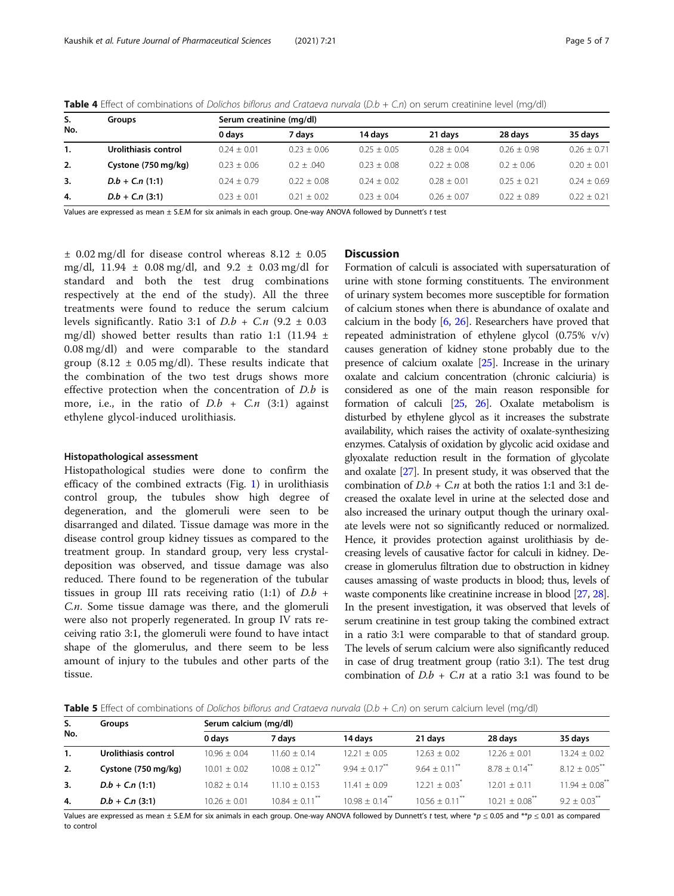**Table 4** Effect of combinations of *Dolichos biflorus and Crataeva nurvala* (*D.b* + *C.n*) on serum creatinine level (mg/dl)

| S. No. | Groups | Serum creatinine (mg/dl) | | | | | |
|---|---|---|---|---|---|---|---|
| | | 0 days | 7 days | 14 days | 21 days | 28 days | 35 days |
| 1. | **Urolithiasis control** | 0.24 ± 0.01 | 0.23 ± 0.06 | 0.25 ± 0.05 | 0.28 ± 0.04 | 0.26 ± 0.98 | 0.26 ± 0.71 |
| 2. | **Cystone (750 mg/kg)** | 0.23 ± 0.06 | 0.2 ± .040 | 0.23 ± 0.08 | 0.22 ± 0.08 | 0.2 ± 0.06 | 0.20 ± 0.01 |
| 3. | ***D.b* + *C.n* (1:1)** | 0.24 ± 0.79 | 0.22 ± 0.08 | 0.24 ± 0.02 | 0.28 ± 0.01 | 0.25 ± 0.21 | 0.24 ± 0.69 |
| 4. | ***D.b* + *C.n* (3:1)** | 0.23 ± 0.01 | 0.21 ± 0.02 | 0.23 ± 0.04 | 0.26 ± 0.07 | 0.22 ± 0.89 | 0.22 ± 0.21 |

Values are expressed as mean ± S.E.M for six animals in each group. One-way ANOVA followed by Dunnett's *t* test

± 0.02 mg/dl for disease control whereas 8.12 ± 0.05 mg/dl, 11.94 ± 0.08 mg/dl, and 9.2 ± 0.03 mg/dl for standard and both the test drug combinations respectively at the end of the study). All the three treatments were found to reduce the serum calcium levels significantly. Ratio 3:1 of *D.b* + *C.n* (9.2 ± 0.03 mg/dl) showed better results than ratio 1:1 (11.94 ± 0.08 mg/dl) and were comparable to the standard group (8.12 ± 0.05 mg/dl). These results indicate that the combination of the two test drugs shows more effective protection when the concentration of *D.b* is more, i.e., in the ratio of *D.b* + *C.n* (3:1) against ethylene glycol-induced urolithiasis.

### Histopathological assessment

Histopathological studies were done to confirm the efficacy of the combined extracts (Fig. 1) in urolithiasis control group, the tubules show high degree of degeneration, and the glomeruli were seen to be disarranged and dilated. Tissue damage was more in the disease control group kidney tissues as compared to the treatment group. In standard group, very less crystal-deposition was observed, and tissue damage was also reduced. There found to be regeneration of the tubular tissues in group III rats receiving ratio (1:1) of *D.b* + *C.n*. Some tissue damage was there, and the glomeruli were also not properly regenerated. In group IV rats receiving ratio 3:1, the glomeruli were found to have intact shape of the glomerulus, and there seem to be less amount of injury to the tubules and other parts of the tissue.

## Discussion

Formation of calculi is associated with supersaturation of urine with stone forming constituents. The environment of urinary system becomes more susceptible for formation of calcium stones when there is abundance of oxalate and calcium in the body [6, 26]. Researchers have proved that repeated administration of ethylene glycol (0.75% v/v) causes generation of kidney stone probably due to the presence of calcium oxalate [25]. Increase in the urinary oxalate and calcium concentration (chronic calciuria) is considered as one of the main reason responsible for formation of calculi [25, 26]. Oxalate metabolism is disturbed by ethylene glycol as it increases the substrate availability, which raises the activity of oxalate-synthesizing enzymes. Catalysis of oxidation by glycolic acid oxidase and glyoxalate reduction result in the formation of glycolate and oxalate [27]. In present study, it was observed that the combination of *D.b* + *C.n* at both the ratios 1:1 and 3:1 decreased the oxalate level in urine at the selected dose and also increased the urinary output though the urinary oxalate levels were not so significantly reduced or normalized. Hence, it provides protection against urolithiasis by decreasing levels of causative factor for calculi in kidney. Decrease in glomerulus filtration due to obstruction in kidney causes amassing of waste products in blood; thus, levels of waste components like creatinine increase in blood [27, 28]. In the present investigation, it was observed that levels of serum creatinine in test group taking the combined extract in a ratio 3:1 were comparable to that of standard group. The levels of serum calcium were also significantly reduced in case of drug treatment group (ratio 3:1). The test drug combination of *D.b* + *C.n* at a ratio 3:1 was found to be

**Table 5** Effect of combinations of *Dolichos biflorus and Crataeva nurvala* (*D.b* + *C.n*) on serum calcium level (mg/dl)

| S. No. | Groups | Serum calcium (mg/dl) | | | | | |
|---|---|---|---|---|---|---|---|
| | | 0 days | 7 days | 14 days | 21 days | 28 days | 35 days |
| 1. | **Urolithiasis control** | 10.96 ± 0.04 | 11.60 ± 0.14 | 12.21 ± 0.05 | 12.63 ± 0.02 | 12.26 ± 0.01 | 13.24 ± 0.02 |
| 2. | **Cystone (750 mg/kg)** | 10.01 ± 0.02 | 10.08 ± 0.12** | 9.94 ± 0.17** | 9.64 ± 0.11** | 8.78 ± 0.14** | 8.12 ± 0.05** |
| 3. | ***D.b* + *C.n* (1:1)** | 10.82 ± 0.14 | 11.10 ± 0.153 | 11.41 ± 0.09 | 12.21 ± 0.03* | 12.01 ± 0.11 | 11.94 ± 0.08** |
| 4. | ***D.b* + *C.n* (3:1)** | 10.26 ± 0.01 | 10.84 ± 0.11** | 10.98 ± 0.14** | 10.56 ± 0.11** | 10.21 ± 0.08** | 9.2 ± 0.03** |

Values are expressed as mean ± S.E.M for six animals in each group. One-way ANOVA followed by Dunnett's *t* test, where \*$p \leq 0.05$ and \*\*$p \leq 0.01$ as compared to control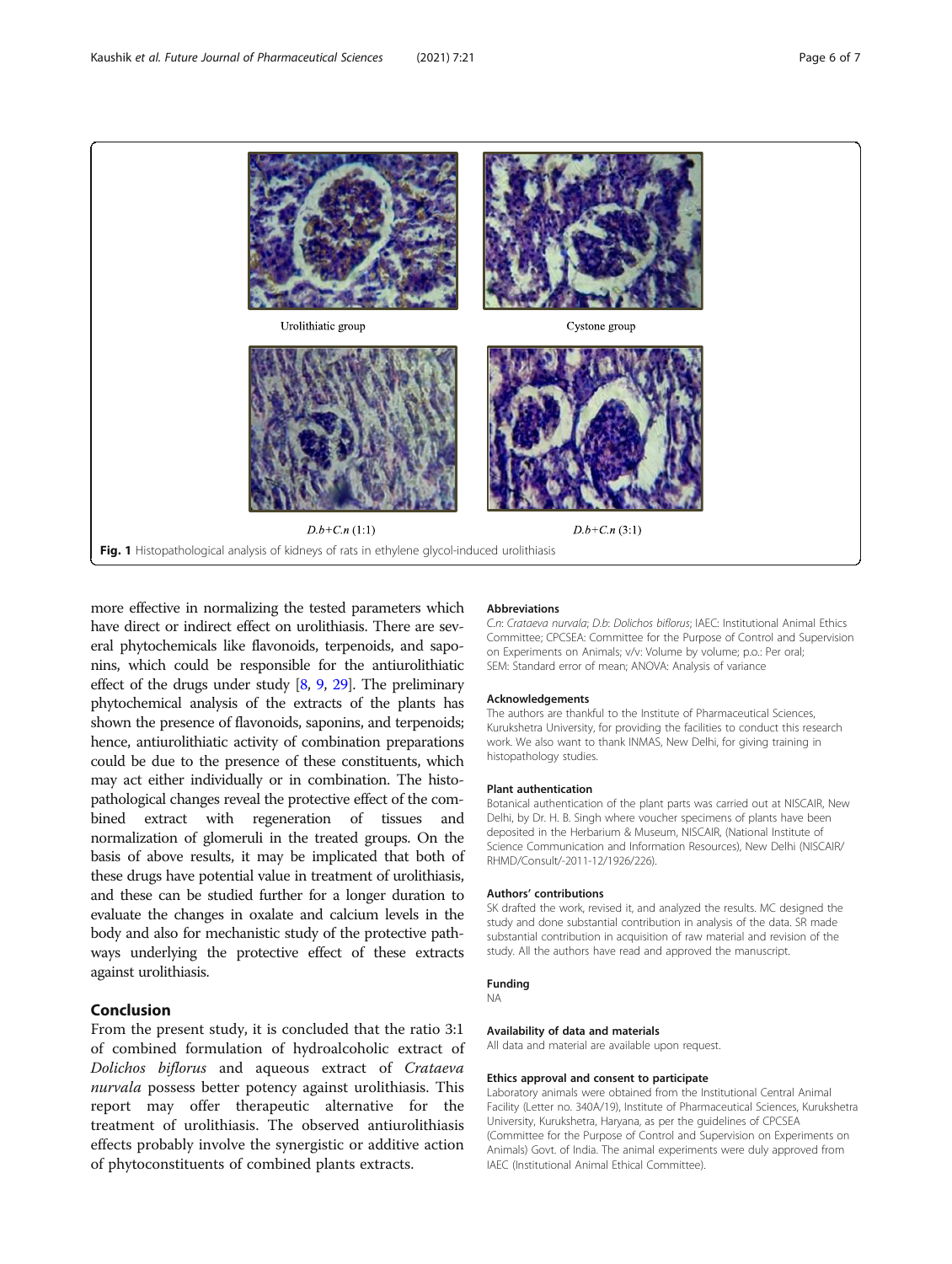Urolithiatic group

Cystone group

*D.b+C.n* (1:1)

*D.b+C.n* (3:1)

**Fig. 1** Histopathological analysis of kidneys of rats in ethylene glycol-induced urolithiasis

more effective in normalizing the tested parameters which have direct or indirect effect on urolithiasis. There are several phytochemicals like flavonoids, terpenoids, and saponins, which could be responsible for the antiurolithiatic effect of the drugs under study [8, 9, 29]. The preliminary phytochemical analysis of the extracts of the plants has shown the presence of flavonoids, saponins, and terpenoids; hence, antiurolithiatic activity of combination preparations could be due to the presence of these constituents, which may act either individually or in combination. The histopathological changes reveal the protective effect of the combined extract with regeneration of tissues and normalization of glomeruli in the treated groups. On the basis of above results, it may be implicated that both of these drugs have potential value in treatment of urolithiasis, and these can be studied further for a longer duration to evaluate the changes in oxalate and calcium levels in the body and also for mechanistic study of the protective pathways underlying the protective effect of these extracts against urolithiasis.

## Conclusion

From the present study, it is concluded that the ratio 3:1 of combined formulation of hydroalcoholic extract of *Dolichos biflorus* and aqueous extract of *Crataeva nurvala* possess better potency against urolithiasis. This report may offer therapeutic alternative for the treatment of urolithiasis. The observed antiurolithiasis effects probably involve the synergistic or additive action of phytoconstituents of combined plants extracts.

### Abbreviations

*C.n*: *Crataeva nurvala*; *D.b*: *Dolichos biflorus*; IAEC: Institutional Animal Ethics Committee; CPCSEA: Committee for the Purpose of Control and Supervision on Experiments on Animals; v/v: Volume by volume; p.o.: Per oral; SEM: Standard error of mean; ANOVA: Analysis of variance

### Acknowledgements

The authors are thankful to the Institute of Pharmaceutical Sciences, Kurukshetra University, for providing the facilities to conduct this research work. We also want to thank INMAS, New Delhi, for giving training in histopathology studies.

### Plant authentication

Botanical authentication of the plant parts was carried out at NISCAIR, New Delhi, by Dr. H. B. Singh where voucher specimens of plants have been deposited in the Herbarium & Museum, NISCAIR, (National Institute of Science Communication and Information Resources), New Delhi (NISCAIR/RHMD/Consult/-2011-12/1926/226).

### Authors' contributions

SK drafted the work, revised it, and analyzed the results. MC designed the study and done substantial contribution in analysis of the data. SR made substantial contribution in acquisition of raw material and revision of the study. All the authors have read and approved the manuscript.

### Funding

NA

### Availability of data and materials

All data and material are available upon request.

### Ethics approval and consent to participate

Laboratory animals were obtained from the Institutional Central Animal Facility (Letter no. 340A/19), Institute of Pharmaceutical Sciences, Kurukshetra University, Kurukshetra, Haryana, as per the guidelines of CPCSEA (Committee for the Purpose of Control and Supervision on Experiments on Animals) Govt. of India. The animal experiments were duly approved from IAEC (Institutional Animal Ethical Committee).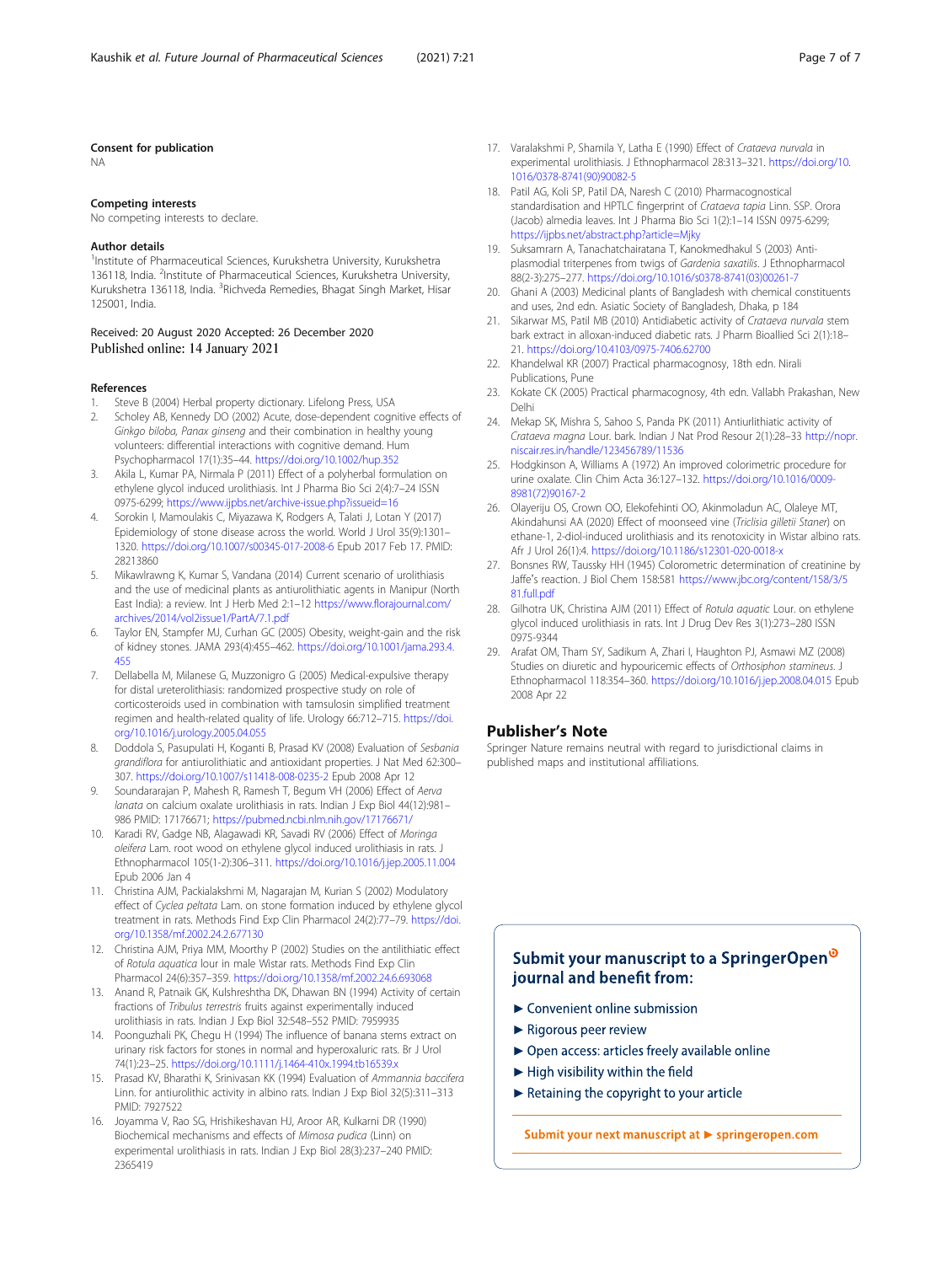### Consent for publication

NA

### Competing interests

No competing interests to declare.

### Author details

[1]Institute of Pharmaceutical Sciences, Kurukshetra University, Kurukshetra 136118, India. [2]Institute of Pharmaceutical Sciences, Kurukshetra University, Kurukshetra 136118, India. [3]Richveda Remedies, Bhagat Singh Market, Hisar 125001, India.

Received: 20 August 2020 Accepted: 26 December 2020
Published online: 14 January 2021

### References

1. Steve B (2004) Herbal property dictionary. Lifelong Press, USA
2. Scholey AB, Kennedy DO (2002) Acute, dose-dependent cognitive effects of *Ginkgo biloba, Panax ginseng* and their combination in healthy young volunteers: differential interactions with cognitive demand. Hum Psychopharmacol 17(1):35–44. https://doi.org/10.1002/hup.352
3. Akila L, Kumar PA, Nirmala P (2011) Effect of a polyherbal formulation on ethylene glycol induced urolithiasis. Int J Pharma Bio Sci 2(4):7–24 ISSN 0975-6299; https://www.ijpbs.net/archive-issue.php?issueid=16
4. Sorokin I, Mamoulakis C, Miyazawa K, Rodgers A, Talati J, Lotan Y (2017) Epidemiology of stone disease across the world. World J Urol 35(9):1301–1320. https://doi.org/10.1007/s00345-017-2008-6 Epub 2017 Feb 17. PMID: 28213860
5. Mikawlrawng K, Kumar S, Vandana (2014) Current scenario of urolithiasis and the use of medicinal plants as antiurolithiatic agents in Manipur (North East India): a review. Int J Herb Med 2:1–12 https://www.florajournal.com/archives/2014/vol2issue1/PartA/7.1.pdf
6. Taylor EN, Stampfer MJ, Curhan GC (2005) Obesity, weight-gain and the risk of kidney stones. JAMA 293(4):455–462. https://doi.org/10.1001/jama.293.4.455
7. Dellabella M, Milanese G, Muzzonigro G (2005) Medical-expulsive therapy for distal ureterolithiasis: randomized prospective study on role of corticosteroids used in combination with tamsulosin simplified treatment regimen and health-related quality of life. Urology 66:712–715. https://doi.org/10.1016/j.urology.2005.04.055
8. Doddola S, Pasupulati H, Koganti B, Prasad KV (2008) Evaluation of *Sesbania grandiflora* for antiurolithiatic and antioxidant properties. J Nat Med 62:300–307. https://doi.org/10.1007/s11418-008-0235-2 Epub 2008 Apr 12
9. Soundararajan P, Mahesh R, Ramesh T, Begum VH (2006) Effect of *Aerva lanata* on calcium oxalate urolithiasis in rats. Indian J Exp Biol 44(12):981–986 PMID: 17176671; https://pubmed.ncbi.nlm.nih.gov/17176671/
10. Karadi RV, Gadge NB, Alagawadi KR, Savadi RV (2006) Effect of *Moringa oleifera* Lam. root wood on ethylene glycol induced urolithiasis in rats. J Ethnopharmacol 105(1-2):306–311. https://doi.org/10.1016/j.jep.2005.11.004 Epub 2006 Jan 4
11. Christina AJM, Packialakshmi M, Nagarajan M, Kurian S (2002) Modulatory effect of *Cyclea peltata* Lam. on stone formation induced by ethylene glycol treatment in rats. Methods Find Exp Clin Pharmacol 24(2):77–79. https://doi.org/10.1358/mf.2002.24.2.677130
12. Christina AJM, Priya MM, Moorthy P (2002) Studies on the antilithiatic effect of *Rotula aquatica* lour in male Wistar rats. Methods Find Exp Clin Pharmacol 24(6):357–359. https://doi.org/10.1358/mf.2002.24.6.693068
13. Anand R, Patnaik GK, Kulshreshtha DK, Dhawan BN (1994) Activity of certain fractions of *Tribulus terrestris* fruits against experimentally induced urolithiasis in rats. Indian J Exp Biol 32:548–552 PMID: 7959935
14. Poonguzhali PK, Chegu H (1994) The influence of banana stems extract on urinary risk factors for stones in normal and hyperoxaluric rats. Br J Urol 74(1):23–25. https://doi.org/10.1111/j.1464-410x.1994.tb16539.x
15. Prasad KV, Bharathi K, Srinivasan KK (1994) Evaluation of *Ammannia baccifera* Linn. for antiurolithic activity in albino rats. Indian J Exp Biol 32(5):311–313 PMID: 7927522
16. Joyamma V, Rao SG, Hrishikeshavan HJ, Aroor AR, Kulkarni DR (1990) Biochemical mechanisms and effects of *Mimosa pudica* (Linn) on experimental urolithiasis in rats. Indian J Exp Biol 28(3):237–240 PMID: 2365419
17. Varalakshmi P, Shamila Y, Latha E (1990) Effect of *Crataeva nurvala* in experimental urolithiasis. J Ethnopharmacol 28:313–321. https://doi.org/10.1016/0378-8741(90)90082-5
18. Patil AG, Koli SP, Patil DA, Naresh C (2010) Pharmacognostical standardisation and HPTLC fingerprint of *Crataeva tapia* Linn. SSP. Orora (Jacob) almedia leaves. Int J Pharma Bio Sci 1(2):1–14 ISSN 0975-6299; https://ijpbs.net/abstract.php?article=Mjky
19. Suksamrarn A, Tanachatchairatana T, Kanokmedhakul S (2003) Anti-plasmodial triterpenes from twigs of *Gardenia saxatilis*. J Ethnopharmacol 88(2-3):275–277. https://doi.org/10.1016/s0378-8741(03)00261-7
20. Ghani A (2003) Medicinal plants of Bangladesh with chemical constituents and uses, 2nd edn. Asiatic Society of Bangladesh, Dhaka, p 184
21. Sikarwar MS, Patil MB (2010) Antidiabetic activity of *Crataeva nurvala* stem bark extract in alloxan-induced diabetic rats. J Pharm Bioallied Sci 2(1):18–21. https://doi.org/10.4103/0975-7406.62700
22. Khandelwal KR (2007) Practical pharmacognosy, 18th edn. Nirali Publications, Pune
23. Kokate CK (2005) Practical pharmacognosy, 4th edn. Vallabh Prakashan, New Delhi
24. Mekap SK, Mishra S, Sahoo S, Panda PK (2011) Antiurlithiatic activity of *Crataeva magna* Lour. bark. Indian J Nat Prod Resour 2(1):28–33 http://nopr.niscair.res.in/handle/123456789/11536
25. Hodgkinson A, Williams A (1972) An improved colorimetric procedure for urine oxalate. Clin Chim Acta 36:127–132. https://doi.org/10.1016/0009-8981(72)90167-2
26. Olayeriju OS, Crown OO, Elekofehinti OO, Akinmoladun AC, Olaleye MT, Akindahunsi AA (2020) Effect of moonseed vine (*Triclisia gilletii Staner*) on ethane-1, 2-diol-induced urolithiasis and its renotoxicity in Wistar albino rats. Afr J Urol 26(1):4. https://doi.org/10.1186/s12301-020-0018-x
27. Bonsnes RW, Taussky HH (1945) Colorometric determination of creatinine by Jaffe's reaction. J Biol Chem 158:581 https://www.jbc.org/content/158/3/581.full.pdf
28. Gilhotra UK, Christina AJM (2011) Effect of *Rotula aquatic* Lour. on ethylene glycol induced urolithiasis in rats. Int J Drug Dev Res 3(1):273–280 ISSN 0975-9344
29. Arafat OM, Tham SY, Sadikum A, Zhari I, Haughton PJ, Asmawi MZ (2008) Studies on diuretic and hypouricemic effects of *Orthosiphon stamineus*. J Ethnopharmacol 118:354–360. https://doi.org/10.1016/j.jep.2008.04.015 Epub 2008 Apr 22

## Publisher's Note

Springer Nature remains neutral with regard to jurisdictional claims in published maps and institutional affiliations.

**Submit your manuscript to a SpringerOpen journal and benefit from:**

- ► Convenient online submission
- ► Rigorous peer review
- ► Open access: articles freely available online
- ► High visibility within the field
- ► Retaining the copyright to your article

Submit your next manuscript at ► springeropen.com